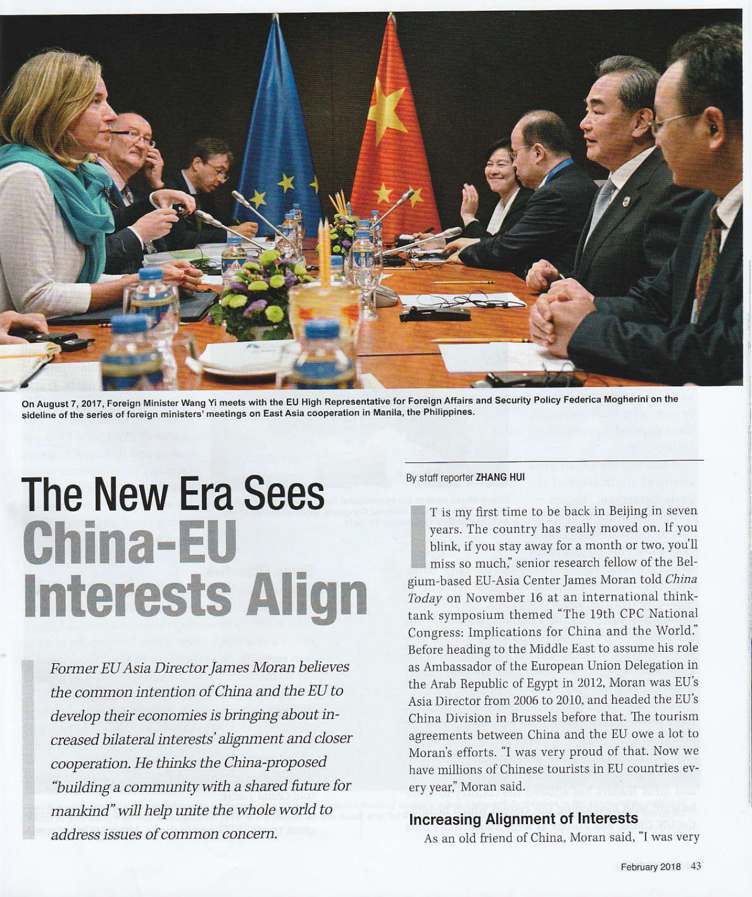On August 7, 2017, Foreign Minister Wang Yi meets with the EU High Representative for Foreign Affairs and Security Policy Federica Mogherini on the sideline of the series of foreign ministers' meetings on East Asia cooperation in Manila, the Philippines.

# The New Era Sees China-EU Interests Align

*Former EU Asia Director James Moran believes the common intention of China and the EU to develop their economies is bringing about increased bilateral interests' alignment and closer cooperation. He thinks the China-proposed "building a community with a shared future for mankind" will help unite the whole world to address issues of common concern.*

By staff reporter **ZHANG HUI**

"IT is my first time to be back in Beijing in seven years. The country has really moved on. If you blink, if you stay away for a month or two, you'll miss so much," senior research fellow of the Belgium-based EU-Asia Center James Moran told *China Today* on November 16 at an international think-tank symposium themed "The 19th CPC National Congress: Implications for China and the World." Before heading to the Middle East to assume his role as Ambassador of the European Union Delegation in the Arab Republic of Egypt in 2012, Moran was EU's Asia Director from 2006 to 2010, and headed the EU's China Division in Brussels before that. The tourism agreements between China and the EU owe a lot to Moran's efforts. "I was very proud of that. Now we have millions of Chinese tourists in EU countries every year," Moran said.

## Increasing Alignment of Interests

As an old friend of China, Moran said, "I was very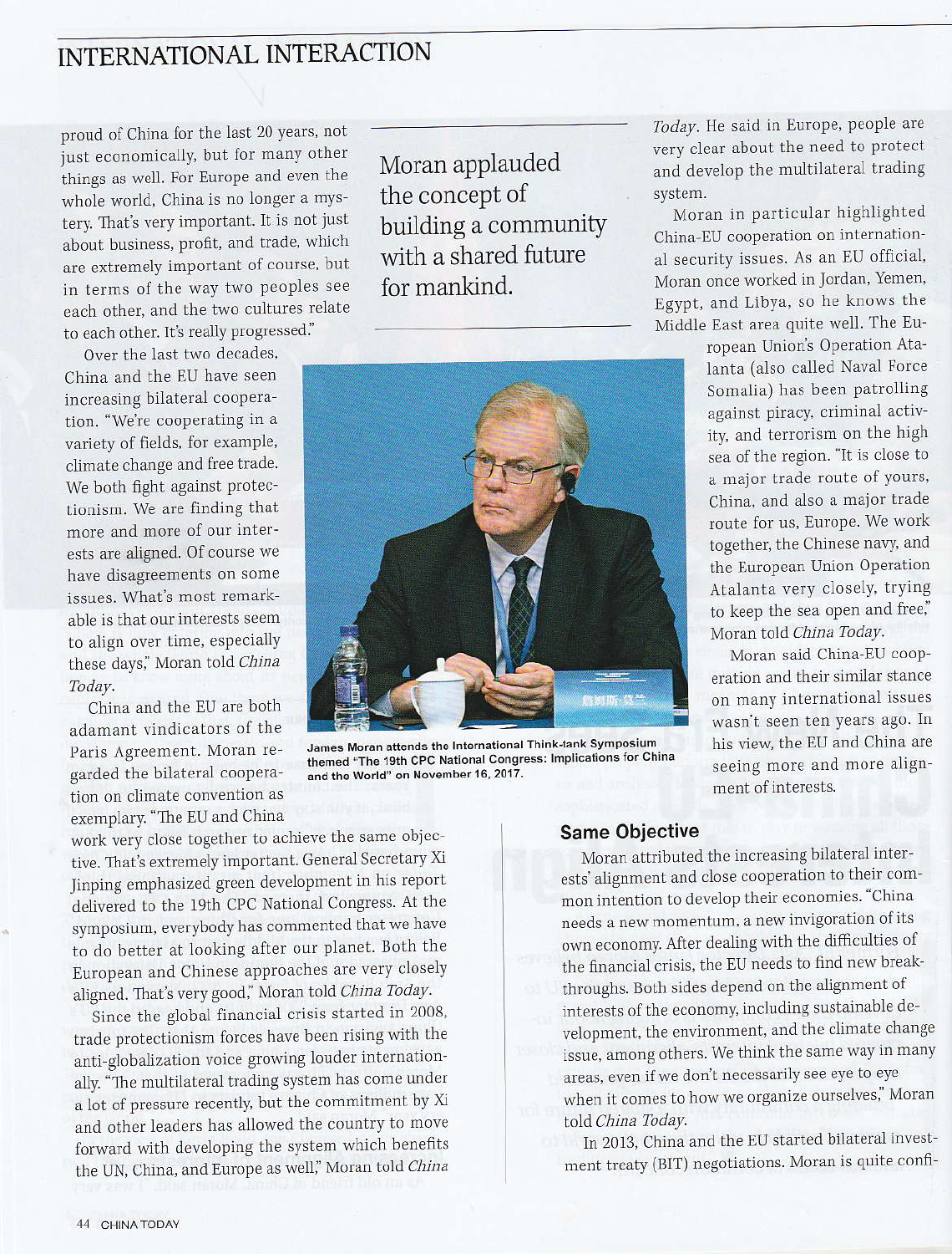proud of China for the last 20 years, not just economically, but for many other things as well. For Europe and even the whole world, China is no longer a mystery. That's very important. It is not just about business, profit, and trade, which are extremely important of course, but in terms of the way two peoples see each other, and the two cultures relate to each other. It's really progressed."

Over the last two decades, China and the EU have seen increasing bilateral cooperation. "We're cooperating in a variety of fields, for example, climate change and free trade. We both fight against protectionism. We are finding that more and more of our interests are aligned. Of course we have disagreements on some issues. What's most remarkable is that our interests seem to align over time, especially these days," Moran told *China Today*.

China and the EU are both adamant vindicators of the Paris Agreement. Moran regarded the bilateral cooperation on climate convention as exemplary. "The EU and China work very close together to achieve the same objective. That's extremely important. General Secretary Xi Jinping emphasized green development in his report delivered to the 19th CPC National Congress. At the symposium, everybody has commented that we have to do better at looking after our planet. Both the European and Chinese approaches are very closely aligned. That's very good," Moran told *China Today*.

Since the global financial crisis started in 2008, trade protectionism forces have been rising with the anti-globalization voice growing louder internationally. "The multilateral trading system has come under a lot of pressure recently, but the commitment by Xi and other leaders has allowed the country to move forward with developing the system which benefits the UN, China, and Europe as well," Moran told *China Today*. He said in Europe, people are very clear about the need to protect and develop the multilateral trading system.

> Moran applauded the concept of building a community with a shared future for mankind.

James Moran attends the International Think-tank Symposium themed "The 19th CPC National Congress: Implications for China and the World" on November 16, 2017.

Moran in particular highlighted China-EU cooperation on international security issues. As an EU official, Moran once worked in Jordan, Yemen, Egypt, and Libya, so he knows the Middle East area quite well. The European Union's Operation Atalanta (also called Naval Force Somalia) has been patrolling against piracy, criminal activity, and terrorism on the high sea of the region. "It is close to a major trade route of yours, China, and also a major trade route for us, Europe. We work together, the Chinese navy, and the European Union Operation Atalanta very closely, trying to keep the sea open and free," Moran told *China Today*.

Moran said China-EU cooperation and their similar stance on many international issues wasn't seen ten years ago. In his view, the EU and China are seeing more and more alignment of interests.

### Same Objective

Moran attributed the increasing bilateral interests' alignment and close cooperation to their common intention to develop their economies. "China needs a new momentum, a new invigoration of its own economy. After dealing with the difficulties of the financial crisis, the EU needs to find new breakthroughs. Both sides depend on the alignment of interests of the economy, including sustainable development, the environment, and the climate change issue, among others. We think the same way in many areas, even if we don't necessarily see eye to eye when it comes to how we organize ourselves," Moran told *China Today*.

In 2013, China and the EU started bilateral investment treaty (BIT) negotiations. Moran is quite confi-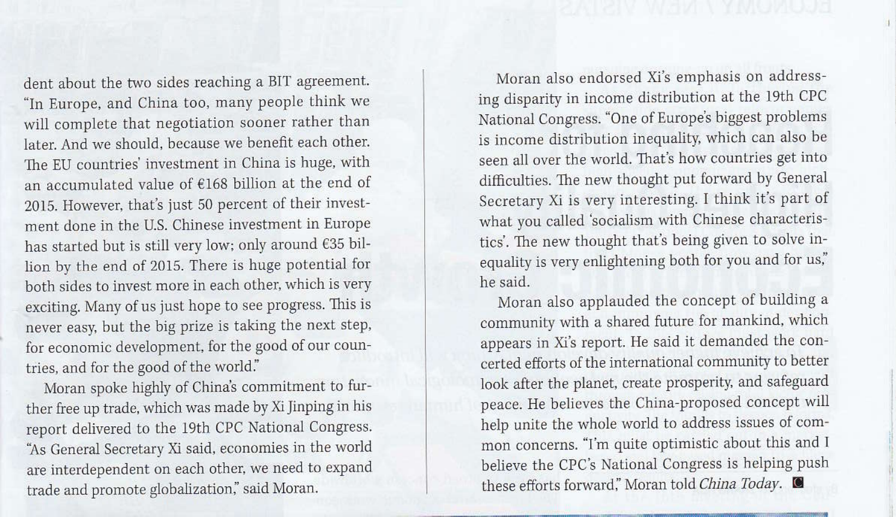dent about the two sides reaching a BIT agreement. "In Europe, and China too, many people think we will complete that negotiation sooner rather than later. And we should, because we benefit each other. The EU countries' investment in China is huge, with an accumulated value of €168 billion at the end of 2015. However, that's just 50 percent of their investment done in the U.S. Chinese investment in Europe has started but is still very low; only around €35 billion by the end of 2015. There is huge potential for both sides to invest more in each other, which is very exciting. Many of us just hope to see progress. This is never easy, but the big prize is taking the next step, for economic development, for the good of our countries, and for the good of the world."

Moran spoke highly of China's commitment to further free up trade, which was made by Xi Jinping in his report delivered to the 19th CPC National Congress. "As General Secretary Xi said, economies in the world are interdependent on each other, we need to expand trade and promote globalization," said Moran.

Moran also endorsed Xi's emphasis on addressing disparity in income distribution at the 19th CPC National Congress. "One of Europe's biggest problems is income distribution inequality, which can also be seen all over the world. That's how countries get into difficulties. The new thought put forward by General Secretary Xi is very interesting. I think it's part of what you called 'socialism with Chinese characteristics'. The new thought that's being given to solve inequality is very enlightening both for you and for us," he said.

Moran also applauded the concept of building a community with a shared future for mankind, which appears in Xi's report. He said it demanded the concerted efforts of the international community to better look after the planet, create prosperity, and safeguard peace. He believes the China-proposed concept will help unite the whole world to address issues of common concerns. "I'm quite optimistic about this and I believe the CPC's National Congress is helping push these efforts forward," Moran told *China Today*.